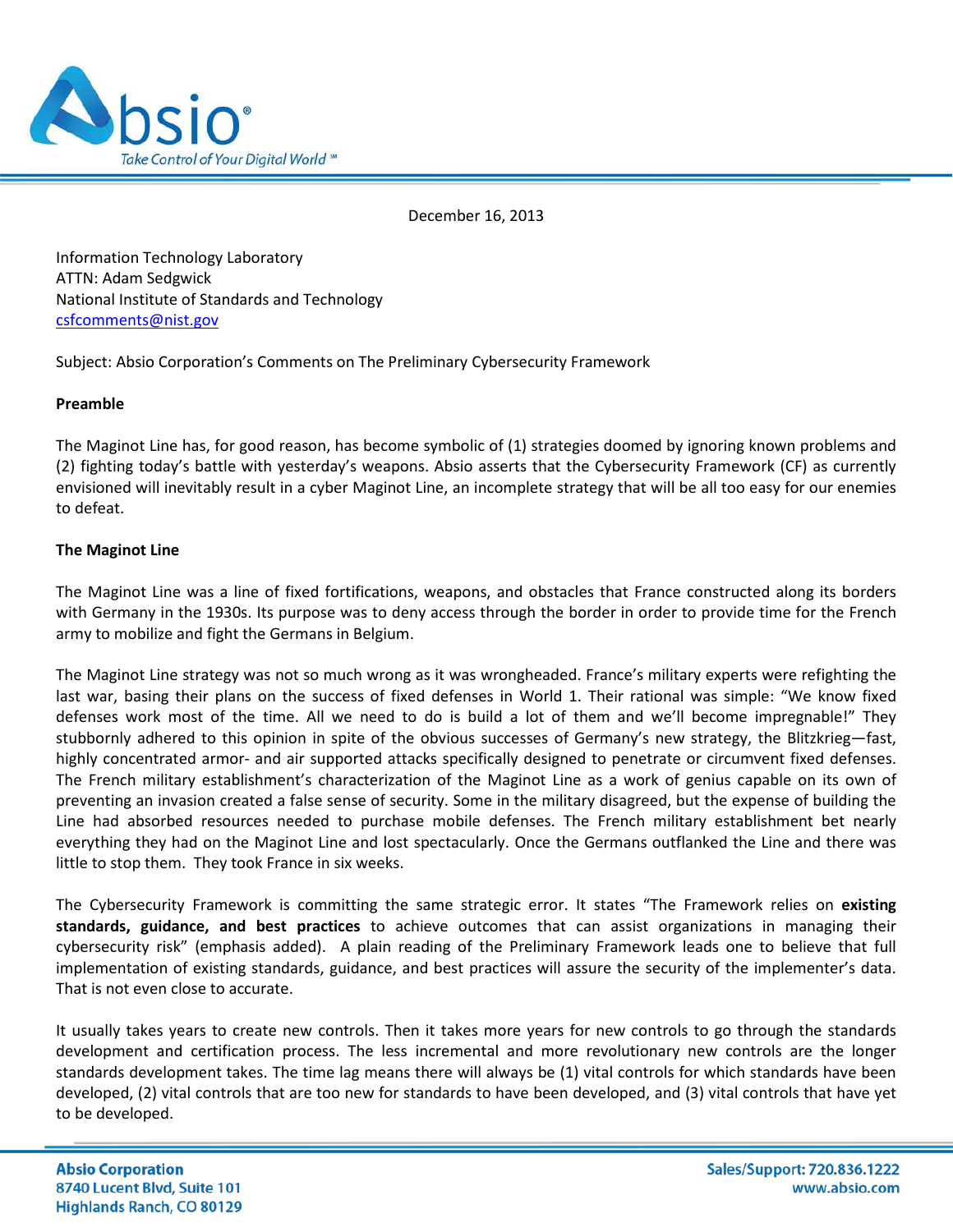December 16, 2013

Information Technology Laboratory
ATTN: Adam Sedgwick
National Institute of Standards and Technology
csfcomments@nist.gov

Subject: Absio Corporation's Comments on The Preliminary Cybersecurity Framework

**Preamble**

The Maginot Line has, for good reason, has become symbolic of (1) strategies doomed by ignoring known problems and (2) fighting today's battle with yesterday's weapons. Absio asserts that the Cybersecurity Framework (CF) as currently envisioned will inevitably result in a cyber Maginot Line, an incomplete strategy that will be all too easy for our enemies to defeat.

**The Maginot Line**

The Maginot Line was a line of fixed fortifications, weapons, and obstacles that France constructed along its borders with Germany in the 1930s. Its purpose was to deny access through the border in order to provide time for the French army to mobilize and fight the Germans in Belgium.

The Maginot Line strategy was not so much wrong as it was wrongheaded. France's military experts were refighting the last war, basing their plans on the success of fixed defenses in World 1. Their rational was simple: "We know fixed defenses work most of the time. All we need to do is build a lot of them and we'll become impregnable!" They stubbornly adhered to this opinion in spite of the obvious successes of Germany's new strategy, the Blitzkrieg—fast, highly concentrated armor- and air supported attacks specifically designed to penetrate or circumvent fixed defenses. The French military establishment's characterization of the Maginot Line as a work of genius capable on its own of preventing an invasion created a false sense of security. Some in the military disagreed, but the expense of building the Line had absorbed resources needed to purchase mobile defenses. The French military establishment bet nearly everything they had on the Maginot Line and lost spectacularly. Once the Germans outflanked the Line and there was little to stop them. They took France in six weeks.

The Cybersecurity Framework is committing the same strategic error. It states "The Framework relies on **existing standards, guidance, and best practices** to achieve outcomes that can assist organizations in managing their cybersecurity risk" (emphasis added). A plain reading of the Preliminary Framework leads one to believe that full implementation of existing standards, guidance, and best practices will assure the security of the implementer's data. That is not even close to accurate.

It usually takes years to create new controls. Then it takes more years for new controls to go through the standards development and certification process. The less incremental and more revolutionary new controls are the longer standards development takes. The time lag means there will always be (1) vital controls for which standards have been developed, (2) vital controls that are too new for standards to have been developed, and (3) vital controls that have yet to be developed.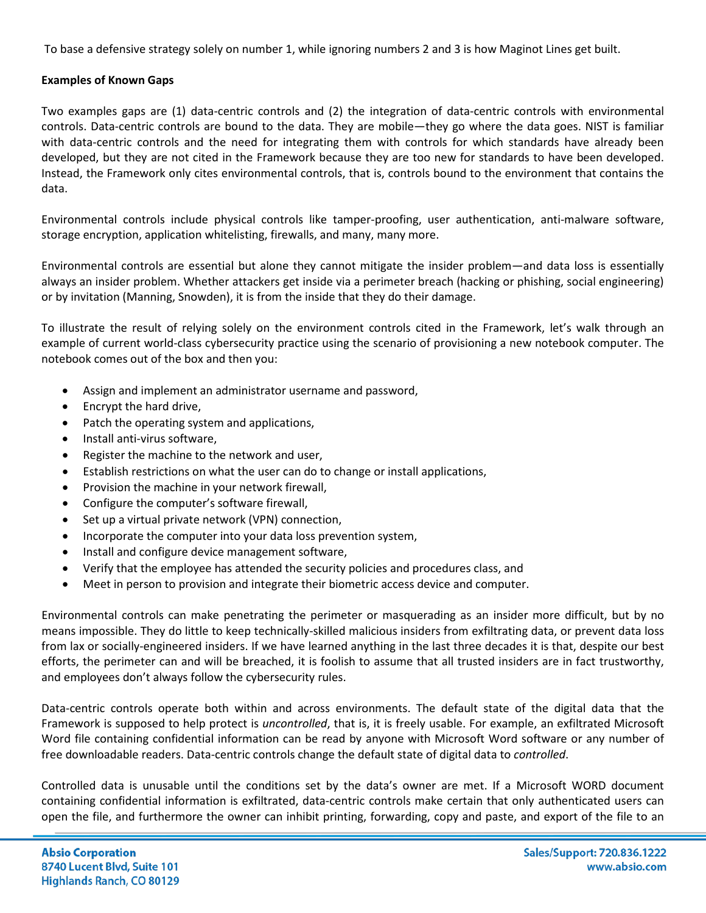To base a defensive strategy solely on number 1, while ignoring numbers 2 and 3 is how Maginot Lines get built.

**Examples of Known Gaps**

Two examples gaps are (1) data-centric controls and (2) the integration of data-centric controls with environmental controls. Data-centric controls are bound to the data. They are mobile—they go where the data goes. NIST is familiar with data-centric controls and the need for integrating them with controls for which standards have already been developed, but they are not cited in the Framework because they are too new for standards to have been developed. Instead, the Framework only cites environmental controls, that is, controls bound to the environment that contains the data.

Environmental controls include physical controls like tamper-proofing, user authentication, anti-malware software, storage encryption, application whitelisting, firewalls, and many, many more.

Environmental controls are essential but alone they cannot mitigate the insider problem—and data loss is essentially always an insider problem. Whether attackers get inside via a perimeter breach (hacking or phishing, social engineering) or by invitation (Manning, Snowden), it is from the inside that they do their damage.

To illustrate the result of relying solely on the environment controls cited in the Framework, let's walk through an example of current world-class cybersecurity practice using the scenario of provisioning a new notebook computer. The notebook comes out of the box and then you:

- Assign and implement an administrator username and password,
- Encrypt the hard drive,
- Patch the operating system and applications,
- Install anti-virus software,
- Register the machine to the network and user,
- Establish restrictions on what the user can do to change or install applications,
- Provision the machine in your network firewall,
- Configure the computer's software firewall,
- Set up a virtual private network (VPN) connection,
- Incorporate the computer into your data loss prevention system,
- Install and configure device management software,
- Verify that the employee has attended the security policies and procedures class, and
- Meet in person to provision and integrate their biometric access device and computer.

Environmental controls can make penetrating the perimeter or masquerading as an insider more difficult, but by no means impossible. They do little to keep technically-skilled malicious insiders from exfiltrating data, or prevent data loss from lax or socially-engineered insiders. If we have learned anything in the last three decades it is that, despite our best efforts, the perimeter can and will be breached, it is foolish to assume that all trusted insiders are in fact trustworthy, and employees don't always follow the cybersecurity rules.

Data-centric controls operate both within and across environments. The default state of the digital data that the Framework is supposed to help protect is *uncontrolled*, that is, it is freely usable. For example, an exfiltrated Microsoft Word file containing confidential information can be read by anyone with Microsoft Word software or any number of free downloadable readers. Data-centric controls change the default state of digital data to *controlled*.

Controlled data is unusable until the conditions set by the data's owner are met. If a Microsoft WORD document containing confidential information is exfiltrated, data-centric controls make certain that only authenticated users can open the file, and furthermore the owner can inhibit printing, forwarding, copy and paste, and export of the file to an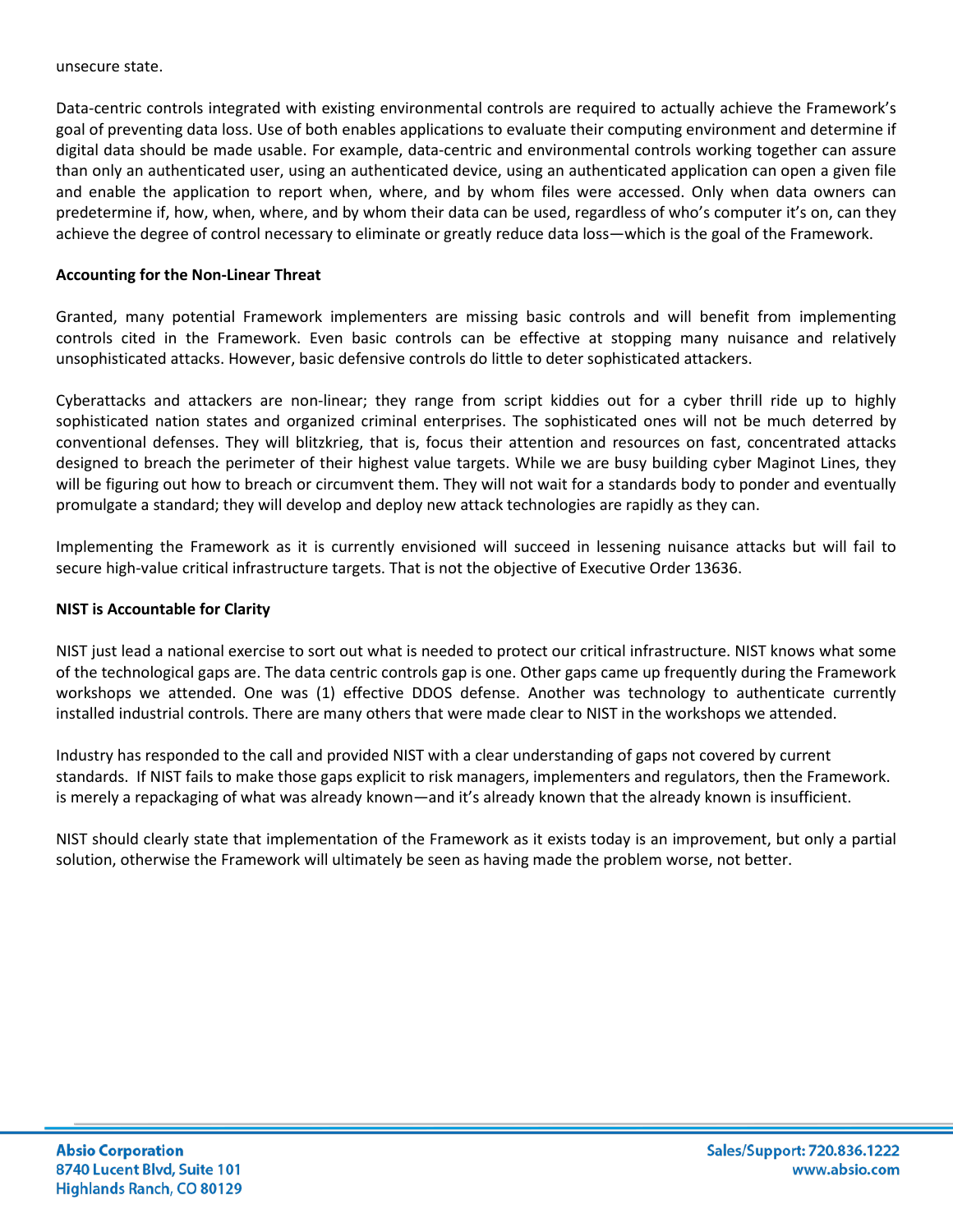unsecure state.

Data-centric controls integrated with existing environmental controls are required to actually achieve the Framework's goal of preventing data loss. Use of both enables applications to evaluate their computing environment and determine if digital data should be made usable. For example, data-centric and environmental controls working together can assure than only an authenticated user, using an authenticated device, using an authenticated application can open a given file and enable the application to report when, where, and by whom files were accessed. Only when data owners can predetermine if, how, when, where, and by whom their data can be used, regardless of who's computer it's on, can they achieve the degree of control necessary to eliminate or greatly reduce data loss—which is the goal of the Framework.

**Accounting for the Non-Linear Threat**

Granted, many potential Framework implementers are missing basic controls and will benefit from implementing controls cited in the Framework. Even basic controls can be effective at stopping many nuisance and relatively unsophisticated attacks. However, basic defensive controls do little to deter sophisticated attackers.

Cyberattacks and attackers are non-linear; they range from script kiddies out for a cyber thrill ride up to highly sophisticated nation states and organized criminal enterprises. The sophisticated ones will not be much deterred by conventional defenses. They will blitzkrieg, that is, focus their attention and resources on fast, concentrated attacks designed to breach the perimeter of their highest value targets. While we are busy building cyber Maginot Lines, they will be figuring out how to breach or circumvent them. They will not wait for a standards body to ponder and eventually promulgate a standard; they will develop and deploy new attack technologies are rapidly as they can.

Implementing the Framework as it is currently envisioned will succeed in lessening nuisance attacks but will fail to secure high-value critical infrastructure targets. That is not the objective of Executive Order 13636.

**NIST is Accountable for Clarity**

NIST just lead a national exercise to sort out what is needed to protect our critical infrastructure. NIST knows what some of the technological gaps are. The data centric controls gap is one. Other gaps came up frequently during the Framework workshops we attended. One was (1) effective DDOS defense. Another was technology to authenticate currently installed industrial controls. There are many others that were made clear to NIST in the workshops we attended.

Industry has responded to the call and provided NIST with a clear understanding of gaps not covered by current standards. If NIST fails to make those gaps explicit to risk managers, implementers and regulators, then the Framework. is merely a repackaging of what was already known—and it's already known that the already known is insufficient.

NIST should clearly state that implementation of the Framework as it exists today is an improvement, but only a partial solution, otherwise the Framework will ultimately be seen as having made the problem worse, not better.